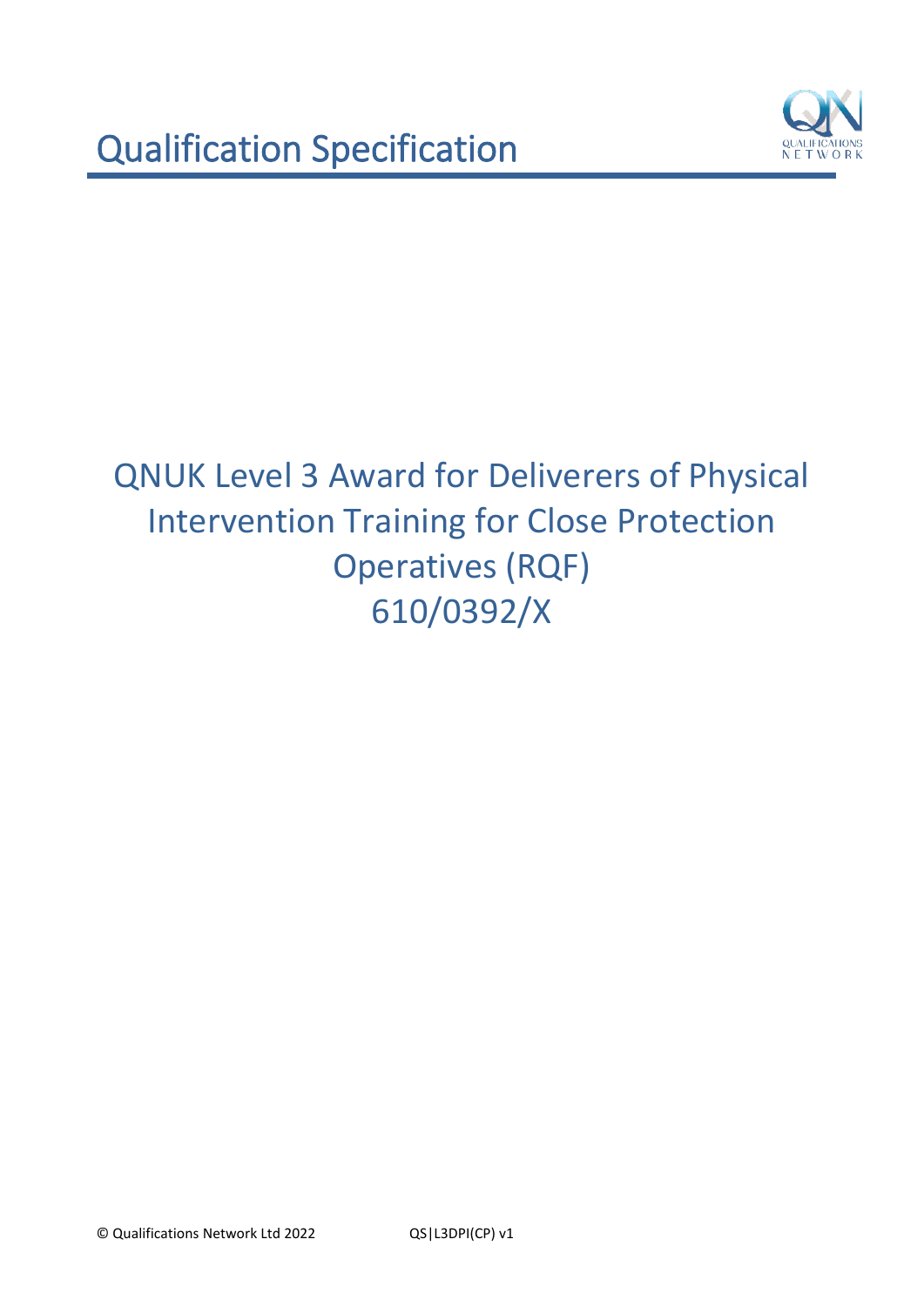# Qualification Specification

## QNUK Level 3 Award for Deliverers of Physical Intervention Training for Close Protection Operatives (RQF)

## 610/0392/X

© Qualifications Network Ltd 2022 QS|L3DPI(CP) v1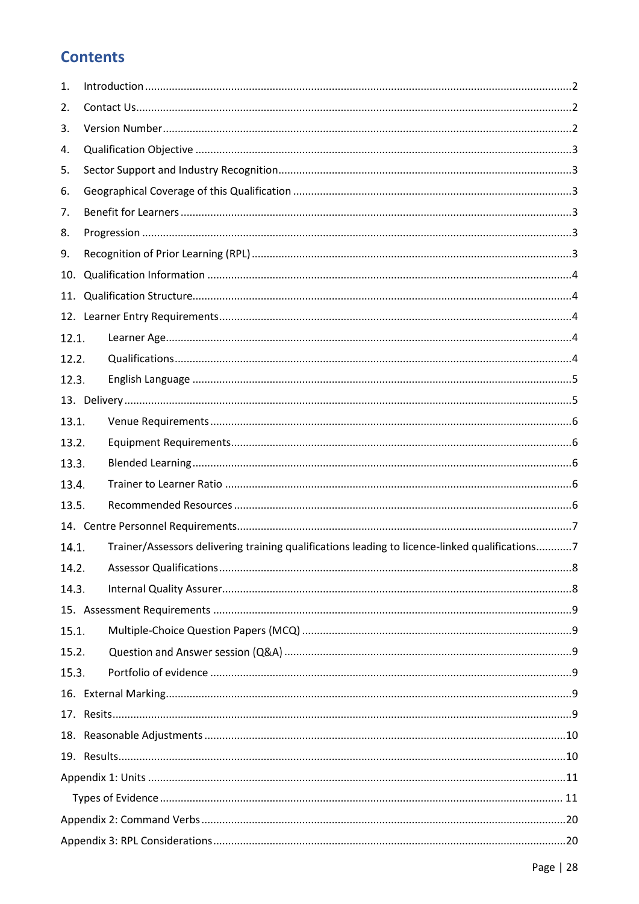# Contents

1. Introduction ....................................................................................................................2
2. Contact Us.......................................................................................................................2
3. Version Number ..............................................................................................................2
4. Qualification Objective ...................................................................................................3
5. Sector Support and Industry Recognition........................................................................3
6. Geographical Coverage of this Qualification ...................................................................3
7. Benefit for Learners ........................................................................................................3
8. Progression .....................................................................................................................3
9. Recognition of Prior Learning (RPL) ................................................................................3
10. Qualification Information ...............................................................................................4
11. Qualification Structure.....................................................................................................4
12. Learner Entry Requirements............................................................................................4
    - 12.1. Learner Age..............................................................................................................4
    - 12.2. Qualifications............................................................................................................4
    - 12.3. English Language .....................................................................................................5
13. Delivery ...........................................................................................................................5
    - 13.1. Venue Requirements ...............................................................................................6
    - 13.2. Equipment Requirements.........................................................................................6
    - 13.3. Blended Learning .....................................................................................................6
    - 13.4. Trainer to Learner Ratio ..........................................................................................6
    - 13.5. Recommended Resources ........................................................................................6
14. Centre Personnel Requirements......................................................................................7
    - 14.1. Trainer/Assessors delivering training qualifications leading to licence-linked qualifications............7
    - 14.2. Assessor Qualifications.............................................................................................8
    - 14.3. Internal Quality Assurer...........................................................................................8
15. Assessment Requirements ..............................................................................................9
    - 15.1. Multiple-Choice Question Papers (MCQ) ..................................................................9
    - 15.2. Question and Answer session (Q&A) .......................................................................9
    - 15.3. Portfolio of evidence ................................................................................................9
16. External Marking.............................................................................................................9
17. Resits...............................................................................................................................9
18. Reasonable Adjustments ...............................................................................................10
19. Results...........................................................................................................................10

Appendix 1: Units ..............................................................................................................11

  Types of Evidence ...........................................................................................................11

Appendix 2: Command Verbs.............................................................................................20

Appendix 3: RPL Considerations.........................................................................................20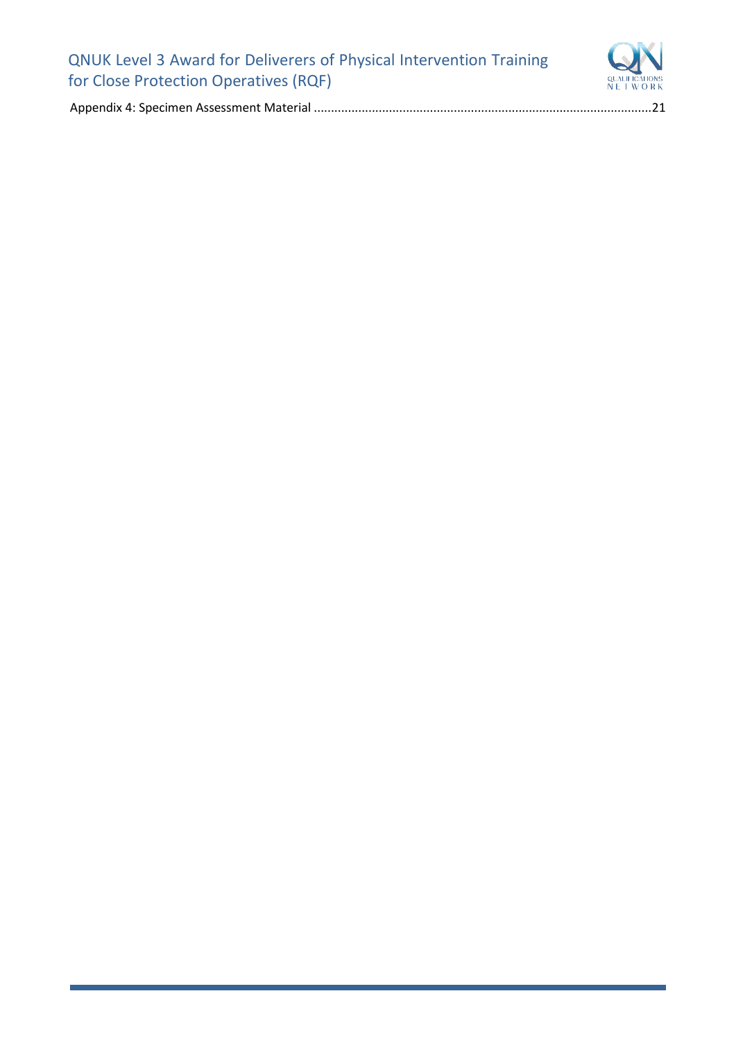Appendix 4: Specimen Assessment Material ....................................................................................................21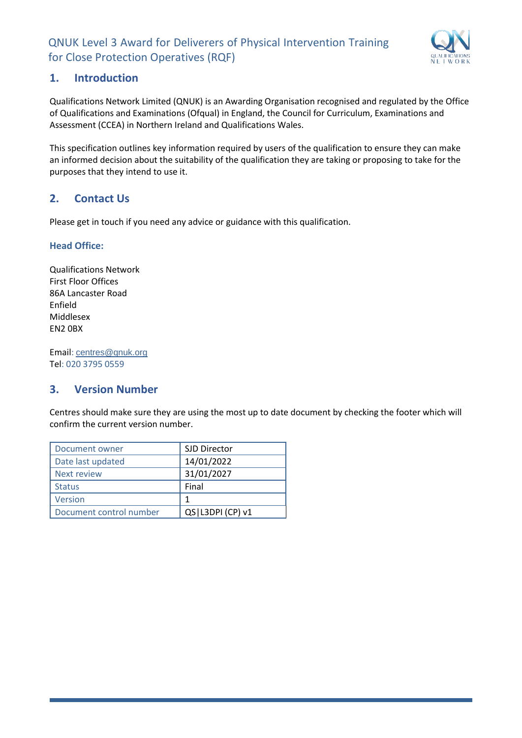## 1. Introduction

Qualifications Network Limited (QNUK) is an Awarding Organisation recognised and regulated by the Office of Qualifications and Examinations (Ofqual) in England, the Council for Curriculum, Examinations and Assessment (CCEA) in Northern Ireland and Qualifications Wales.

This specification outlines key information required by users of the qualification to ensure they can make an informed decision about the suitability of the qualification they are taking or proposing to take for the purposes that they intend to use it.

## 2. Contact Us

Please get in touch if you need any advice or guidance with this qualification.

### Head Office:

Qualifications Network
First Floor Offices
86A Lancaster Road
Enfield
Middlesex
EN2 0BX

Email: centres@qnuk.org
Tel: 020 3795 0559

## 3. Version Number

Centres should make sure they are using the most up to date document by checking the footer which will confirm the current version number.

| Document owner | SJD Director |
|---|---|
| Date last updated | 14/01/2022 |
| Next review | 31/01/2027 |
| Status | Final |
| Version | 1 |
| Document control number | QS|L3DPI (CP) v1 |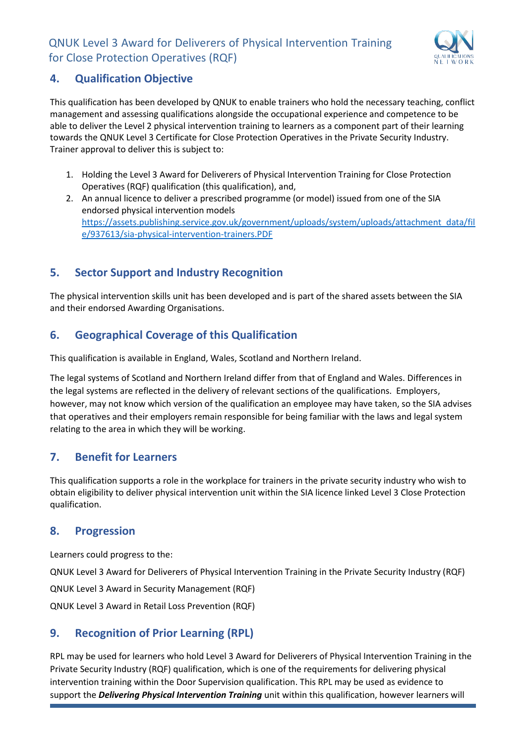## 4. Qualification Objective

This qualification has been developed by QNUK to enable trainers who hold the necessary teaching, conflict management and assessing qualifications alongside the occupational experience and competence to be able to deliver the Level 2 physical intervention training to learners as a component part of their learning towards the QNUK Level 3 Certificate for Close Protection Operatives in the Private Security Industry. Trainer approval to deliver this is subject to:

1. Holding the Level 3 Award for Deliverers of Physical Intervention Training for Close Protection Operatives (RQF) qualification (this qualification), and,
2. An annual licence to deliver a prescribed programme (or model) issued from one of the SIA endorsed physical intervention models https://assets.publishing.service.gov.uk/government/uploads/system/uploads/attachment_data/file/937613/sia-physical-intervention-trainers.PDF

## 5. Sector Support and Industry Recognition

The physical intervention skills unit has been developed and is part of the shared assets between the SIA and their endorsed Awarding Organisations.

## 6. Geographical Coverage of this Qualification

This qualification is available in England, Wales, Scotland and Northern Ireland.

The legal systems of Scotland and Northern Ireland differ from that of England and Wales. Differences in the legal systems are reflected in the delivery of relevant sections of the qualifications. Employers, however, may not know which version of the qualification an employee may have taken, so the SIA advises that operatives and their employers remain responsible for being familiar with the laws and legal system relating to the area in which they will be working.

## 7. Benefit for Learners

This qualification supports a role in the workplace for trainers in the private security industry who wish to obtain eligibility to deliver physical intervention unit within the SIA licence linked Level 3 Close Protection qualification.

## 8. Progression

Learners could progress to the:

QNUK Level 3 Award for Deliverers of Physical Intervention Training in the Private Security Industry (RQF)

QNUK Level 3 Award in Security Management (RQF)

QNUK Level 3 Award in Retail Loss Prevention (RQF)

## 9. Recognition of Prior Learning (RPL)

RPL may be used for learners who hold Level 3 Award for Deliverers of Physical Intervention Training in the Private Security Industry (RQF) qualification, which is one of the requirements for delivering physical intervention training within the Door Supervision qualification. This RPL may be used as evidence to support the ***Delivering Physical Intervention Training*** unit within this qualification, however learners will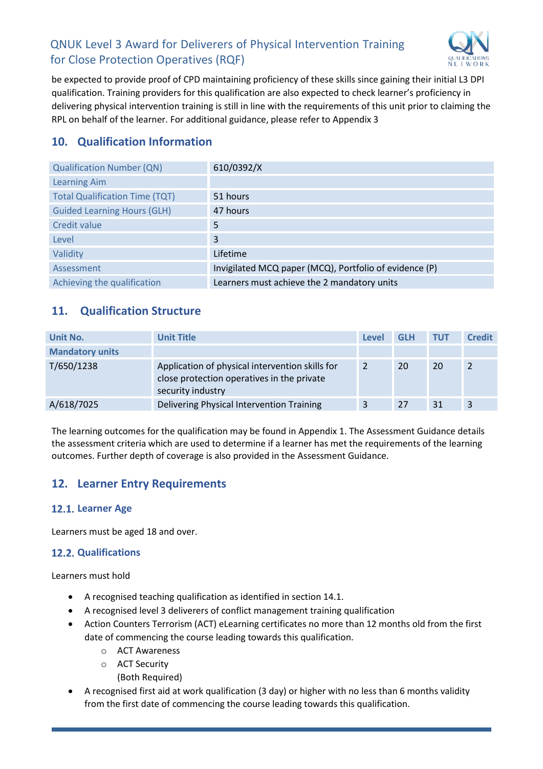be expected to provide proof of CPD maintaining proficiency of these skills since gaining their initial L3 DPI qualification. Training providers for this qualification are also expected to check learner's proficiency in delivering physical intervention training is still in line with the requirements of this unit prior to claiming the RPL on behalf of the learner. For additional guidance, please refer to Appendix 3

## 10. Qualification Information

| | |
|---|---|
| Qualification Number (QN) | 610/0392/X |
| Learning Aim | |
| Total Qualification Time (TQT) | 51 hours |
| Guided Learning Hours (GLH) | 47 hours |
| Credit value | 5 |
| Level | 3 |
| Validity | Lifetime |
| Assessment | Invigilated MCQ paper (MCQ), Portfolio of evidence (P) |
| Achieving the qualification | Learners must achieve the 2 mandatory units |

## 11. Qualification Structure

| Unit No. | Unit Title | Level | GLH | TUT | Credit |
|---|---|---|---|---|---|
| **Mandatory units** | | | | | |
| T/650/1238 | Application of physical intervention skills for close protection operatives in the private security industry | 2 | 20 | 20 | 2 |
| A/618/7025 | Delivering Physical Intervention Training | 3 | 27 | 31 | 3 |

The learning outcomes for the qualification may be found in Appendix 1. The Assessment Guidance details the assessment criteria which are used to determine if a learner has met the requirements of the learning outcomes. Further depth of coverage is also provided in the Assessment Guidance.

## 12. Learner Entry Requirements

### 12.1. Learner Age

Learners must be aged 18 and over.

### 12.2. Qualifications

Learners must hold

- A recognised teaching qualification as identified in section 14.1.
- A recognised level 3 deliverers of conflict management training qualification
- Action Counters Terrorism (ACT) eLearning certificates no more than 12 months old from the first date of commencing the course leading towards this qualification.
  - ACT Awareness
  - ACT Security

    (Both Required)
- A recognised first aid at work qualification (3 day) or higher with no less than 6 months validity from the first date of commencing the course leading towards this qualification.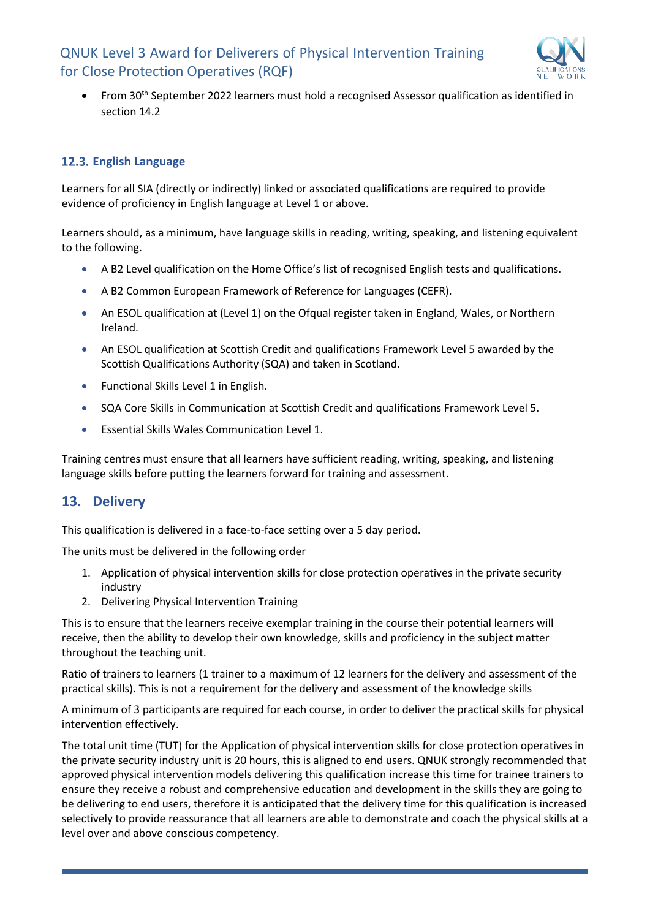- From 30th September 2022 learners must hold a recognised Assessor qualification as identified in section 14.2

### 12.3. English Language

Learners for all SIA (directly or indirectly) linked or associated qualifications are required to provide evidence of proficiency in English language at Level 1 or above.

Learners should, as a minimum, have language skills in reading, writing, speaking, and listening equivalent to the following.

- A B2 Level qualification on the Home Office's list of recognised English tests and qualifications.
- A B2 Common European Framework of Reference for Languages (CEFR).
- An ESOL qualification at (Level 1) on the Ofqual register taken in England, Wales, or Northern Ireland.
- An ESOL qualification at Scottish Credit and qualifications Framework Level 5 awarded by the Scottish Qualifications Authority (SQA) and taken in Scotland.
- Functional Skills Level 1 in English.
- SQA Core Skills in Communication at Scottish Credit and qualifications Framework Level 5.
- Essential Skills Wales Communication Level 1.

Training centres must ensure that all learners have sufficient reading, writing, speaking, and listening language skills before putting the learners forward for training and assessment.

## 13. Delivery

This qualification is delivered in a face-to-face setting over a 5 day period.

The units must be delivered in the following order

1. Application of physical intervention skills for close protection operatives in the private security industry
2. Delivering Physical Intervention Training

This is to ensure that the learners receive exemplar training in the course their potential learners will receive, then the ability to develop their own knowledge, skills and proficiency in the subject matter throughout the teaching unit.

Ratio of trainers to learners (1 trainer to a maximum of 12 learners for the delivery and assessment of the practical skills). This is not a requirement for the delivery and assessment of the knowledge skills

A minimum of 3 participants are required for each course, in order to deliver the practical skills for physical intervention effectively.

The total unit time (TUT) for the Application of physical intervention skills for close protection operatives in the private security industry unit is 20 hours, this is aligned to end users. QNUK strongly recommended that approved physical intervention models delivering this qualification increase this time for trainee trainers to ensure they receive a robust and comprehensive education and development in the skills they are going to be delivering to end users, therefore it is anticipated that the delivery time for this qualification is increased selectively to provide reassurance that all learners are able to demonstrate and coach the physical skills at a level over and above conscious competency.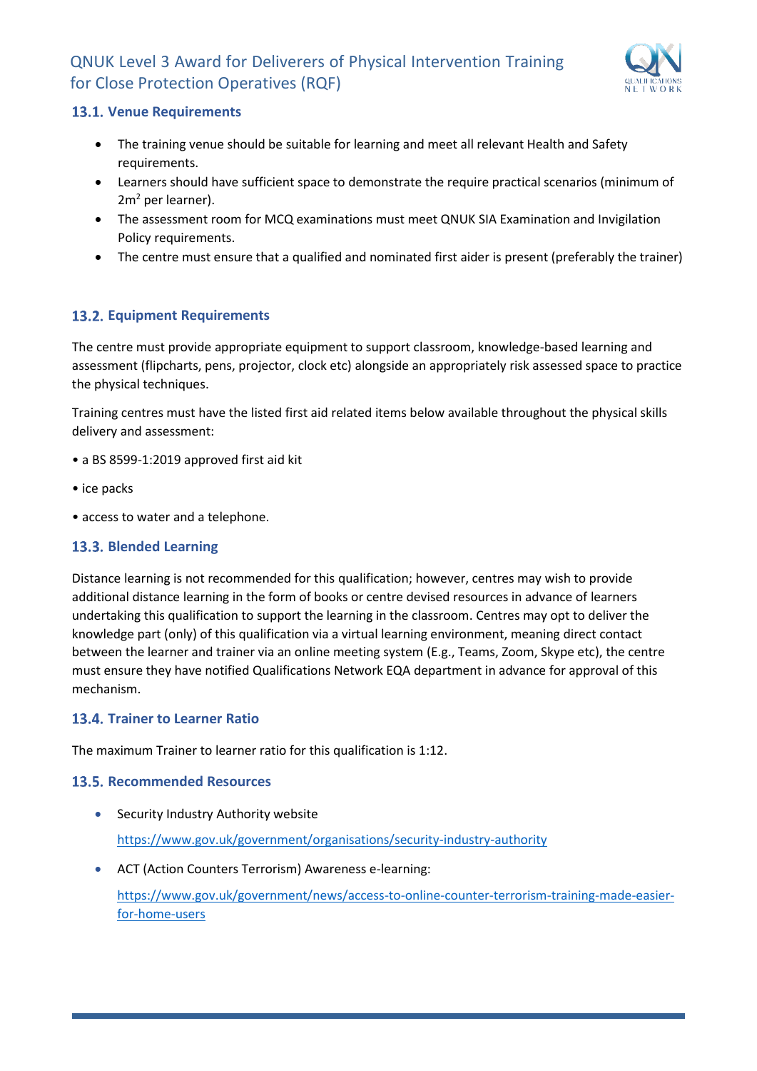## 13.1. Venue Requirements

- The training venue should be suitable for learning and meet all relevant Health and Safety requirements.
- Learners should have sufficient space to demonstrate the require practical scenarios (minimum of $2m^2$ per learner).
- The assessment room for MCQ examinations must meet QNUK SIA Examination and Invigilation Policy requirements.
- The centre must ensure that a qualified and nominated first aider is present (preferably the trainer)

## 13.2. Equipment Requirements

The centre must provide appropriate equipment to support classroom, knowledge-based learning and assessment (flipcharts, pens, projector, clock etc) alongside an appropriately risk assessed space to practice the physical techniques.

Training centres must have the listed first aid related items below available throughout the physical skills delivery and assessment:

- a BS 8599-1:2019 approved first aid kit
- ice packs
- access to water and a telephone.

## 13.3. Blended Learning

Distance learning is not recommended for this qualification; however, centres may wish to provide additional distance learning in the form of books or centre devised resources in advance of learners undertaking this qualification to support the learning in the classroom. Centres may opt to deliver the knowledge part (only) of this qualification via a virtual learning environment, meaning direct contact between the learner and trainer via an online meeting system (E.g., Teams, Zoom, Skype etc), the centre must ensure they have notified Qualifications Network EQA department in advance for approval of this mechanism.

## 13.4. Trainer to Learner Ratio

The maximum Trainer to learner ratio for this qualification is 1:12.

## 13.5. Recommended Resources

- Security Industry Authority website

  https://www.gov.uk/government/organisations/security-industry-authority

- ACT (Action Counters Terrorism) Awareness e-learning:

  https://www.gov.uk/government/news/access-to-online-counter-terrorism-training-made-easier-for-home-users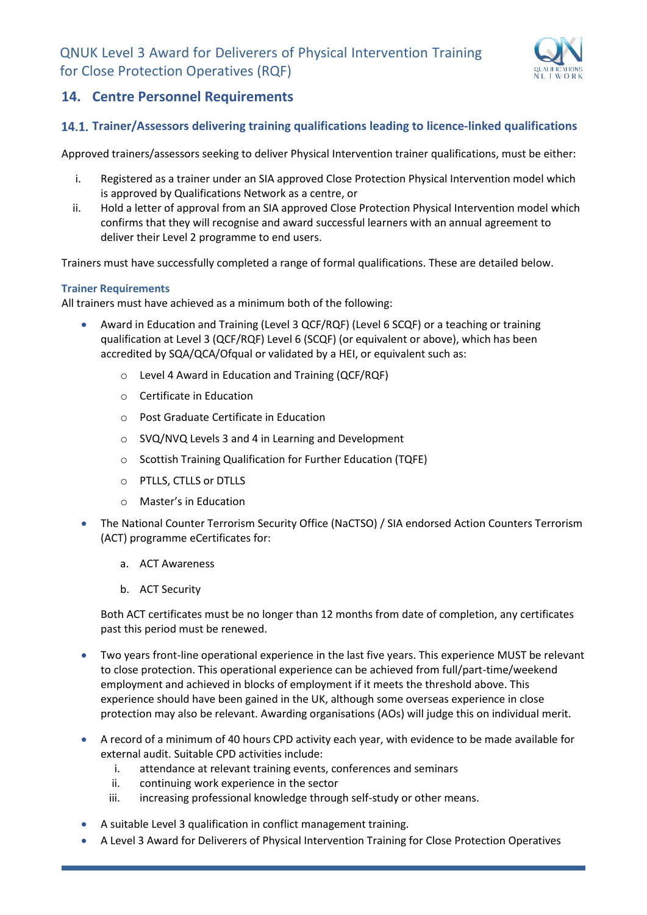## 14. Centre Personnel Requirements

### 14.1. Trainer/Assessors delivering training qualifications leading to licence-linked qualifications

Approved trainers/assessors seeking to deliver Physical Intervention trainer qualifications, must be either:

i. Registered as a trainer under an SIA approved Close Protection Physical Intervention model which is approved by Qualifications Network as a centre, or
ii. Hold a letter of approval from an SIA approved Close Protection Physical Intervention model which confirms that they will recognise and award successful learners with an annual agreement to deliver their Level 2 programme to end users.

Trainers must have successfully completed a range of formal qualifications. These are detailed below.

**Trainer Requirements**

All trainers must have achieved as a minimum both of the following:

- Award in Education and Training (Level 3 QCF/RQF) (Level 6 SCQF) or a teaching or training qualification at Level 3 (QCF/RQF) Level 6 (SCQF) (or equivalent or above), which has been accredited by SQA/QCA/Ofqual or validated by a HEI, or equivalent such as:
  - Level 4 Award in Education and Training (QCF/RQF)
  - Certificate in Education
  - Post Graduate Certificate in Education
  - SVQ/NVQ Levels 3 and 4 in Learning and Development
  - Scottish Training Qualification for Further Education (TQFE)
  - PTLLS, CTLLS or DTLLS
  - Master's in Education
- The National Counter Terrorism Security Office (NaCTSO) / SIA endorsed Action Counters Terrorism (ACT) programme eCertificates for:
  a. ACT Awareness
  b. ACT Security

  Both ACT certificates must be no longer than 12 months from date of completion, any certificates past this period must be renewed.

- Two years front-line operational experience in the last five years. This experience MUST be relevant to close protection. This operational experience can be achieved from full/part-time/weekend employment and achieved in blocks of employment if it meets the threshold above. This experience should have been gained in the UK, although some overseas experience in close protection may also be relevant. Awarding organisations (AOs) will judge this on individual merit.

- A record of a minimum of 40 hours CPD activity each year, with evidence to be made available for external audit. Suitable CPD activities include:
  i. attendance at relevant training events, conferences and seminars
  ii. continuing work experience in the sector
  iii. increasing professional knowledge through self-study or other means.

- A suitable Level 3 qualification in conflict management training.
- A Level 3 Award for Deliverers of Physical Intervention Training for Close Protection Operatives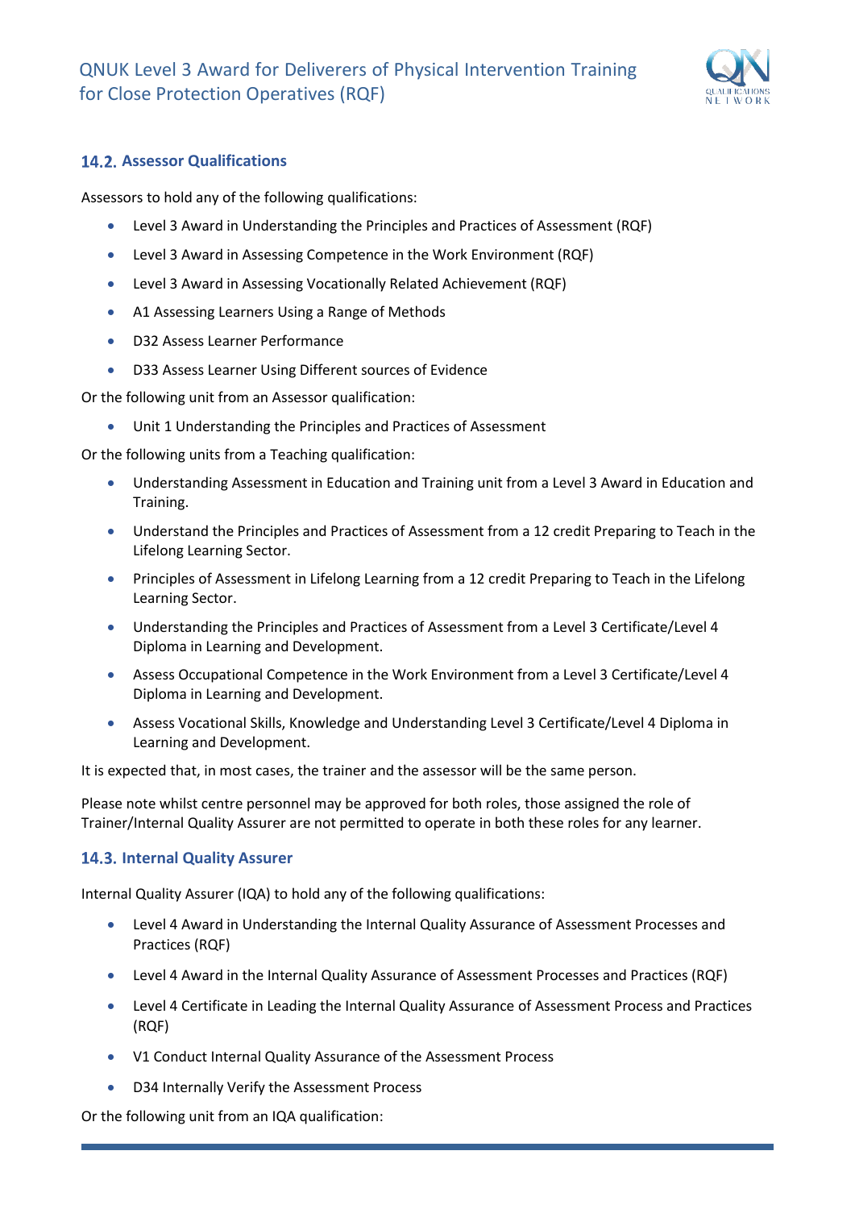### 14.2. Assessor Qualifications

Assessors to hold any of the following qualifications:

- Level 3 Award in Understanding the Principles and Practices of Assessment (RQF)
- Level 3 Award in Assessing Competence in the Work Environment (RQF)
- Level 3 Award in Assessing Vocationally Related Achievement (RQF)
- A1 Assessing Learners Using a Range of Methods
- D32 Assess Learner Performance
- D33 Assess Learner Using Different sources of Evidence

Or the following unit from an Assessor qualification:

- Unit 1 Understanding the Principles and Practices of Assessment

Or the following units from a Teaching qualification:

- Understanding Assessment in Education and Training unit from a Level 3 Award in Education and Training.
- Understand the Principles and Practices of Assessment from a 12 credit Preparing to Teach in the Lifelong Learning Sector.
- Principles of Assessment in Lifelong Learning from a 12 credit Preparing to Teach in the Lifelong Learning Sector.
- Understanding the Principles and Practices of Assessment from a Level 3 Certificate/Level 4 Diploma in Learning and Development.
- Assess Occupational Competence in the Work Environment from a Level 3 Certificate/Level 4 Diploma in Learning and Development.
- Assess Vocational Skills, Knowledge and Understanding Level 3 Certificate/Level 4 Diploma in Learning and Development.

It is expected that, in most cases, the trainer and the assessor will be the same person.

Please note whilst centre personnel may be approved for both roles, those assigned the role of Trainer/Internal Quality Assurer are not permitted to operate in both these roles for any learner.

### 14.3. Internal Quality Assurer

Internal Quality Assurer (IQA) to hold any of the following qualifications:

- Level 4 Award in Understanding the Internal Quality Assurance of Assessment Processes and Practices (RQF)
- Level 4 Award in the Internal Quality Assurance of Assessment Processes and Practices (RQF)
- Level 4 Certificate in Leading the Internal Quality Assurance of Assessment Process and Practices (RQF)
- V1 Conduct Internal Quality Assurance of the Assessment Process
- D34 Internally Verify the Assessment Process

Or the following unit from an IQA qualification: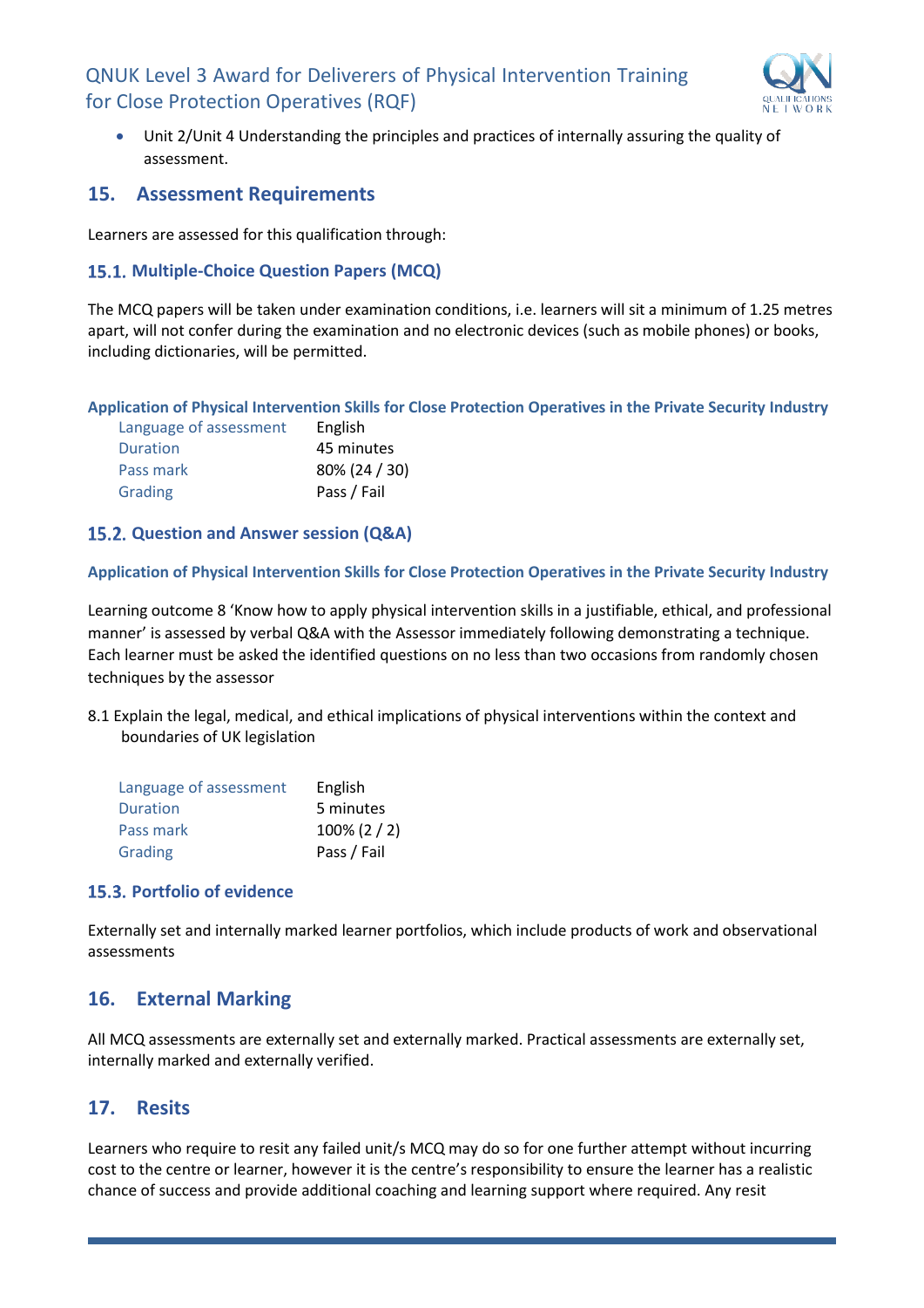- Unit 2/Unit 4 Understanding the principles and practices of internally assuring the quality of assessment.

## 15. Assessment Requirements

Learners are assessed for this qualification through:

### 15.1. Multiple-Choice Question Papers (MCQ)

The MCQ papers will be taken under examination conditions, i.e. learners will sit a minimum of 1.25 metres apart, will not confer during the examination and no electronic devices (such as mobile phones) or books, including dictionaries, will be permitted.

**Application of Physical Intervention Skills for Close Protection Operatives in the Private Security Industry**

| | |
|---|---|
| Language of assessment | English |
| Duration | 45 minutes |
| Pass mark | 80% (24 / 30) |
| Grading | Pass / Fail |

### 15.2. Question and Answer session (Q&A)

**Application of Physical Intervention Skills for Close Protection Operatives in the Private Security Industry**

Learning outcome 8 'Know how to apply physical intervention skills in a justifiable, ethical, and professional manner' is assessed by verbal Q&A with the Assessor immediately following demonstrating a technique. Each learner must be asked the identified questions on no less than two occasions from randomly chosen techniques by the assessor

8.1 Explain the legal, medical, and ethical implications of physical interventions within the context and boundaries of UK legislation

| | |
|---|---|
| Language of assessment | English |
| Duration | 5 minutes |
| Pass mark | 100% (2 / 2) |
| Grading | Pass / Fail |

### 15.3. Portfolio of evidence

Externally set and internally marked learner portfolios, which include products of work and observational assessments

## 16. External Marking

All MCQ assessments are externally set and externally marked. Practical assessments are externally set, internally marked and externally verified.

## 17. Resits

Learners who require to resit any failed unit/s MCQ may do so for one further attempt without incurring cost to the centre or learner, however it is the centre's responsibility to ensure the learner has a realistic chance of success and provide additional coaching and learning support where required. Any resit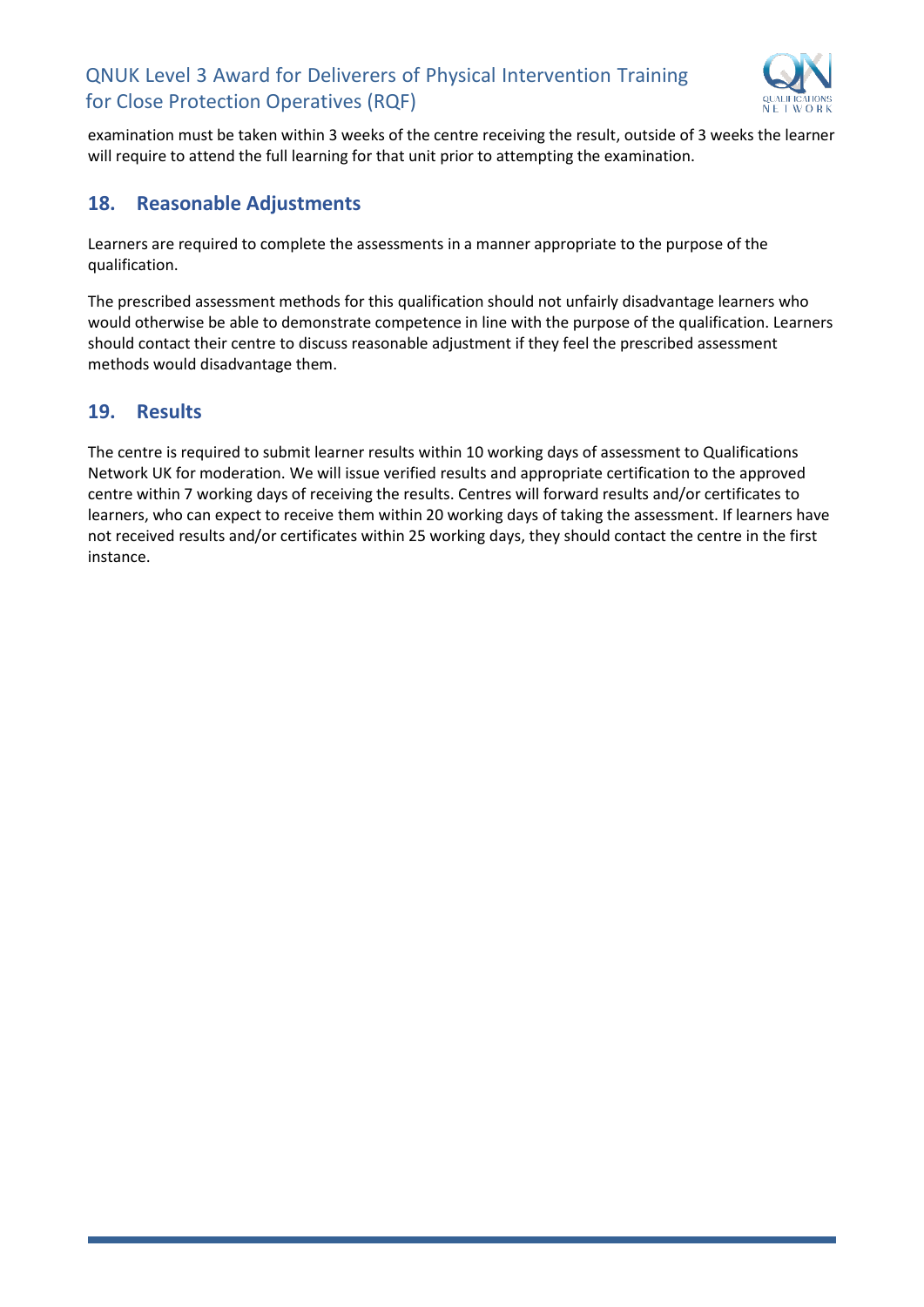examination must be taken within 3 weeks of the centre receiving the result, outside of 3 weeks the learner will require to attend the full learning for that unit prior to attempting the examination.

## 18. Reasonable Adjustments

Learners are required to complete the assessments in a manner appropriate to the purpose of the qualification.

The prescribed assessment methods for this qualification should not unfairly disadvantage learners who would otherwise be able to demonstrate competence in line with the purpose of the qualification. Learners should contact their centre to discuss reasonable adjustment if they feel the prescribed assessment methods would disadvantage them.

## 19. Results

The centre is required to submit learner results within 10 working days of assessment to Qualifications Network UK for moderation. We will issue verified results and appropriate certification to the approved centre within 7 working days of receiving the results. Centres will forward results and/or certificates to learners, who can expect to receive them within 20 working days of taking the assessment. If learners have not received results and/or certificates within 25 working days, they should contact the centre in the first instance.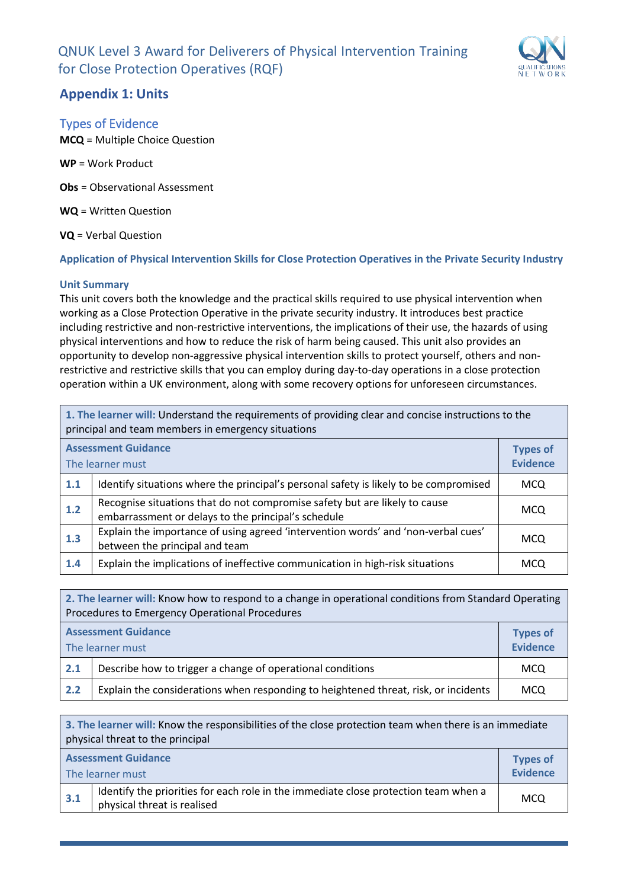## Appendix 1: Units

### Types of Evidence

**MCQ** = Multiple Choice Question

**WP** = Work Product

**Obs** = Observational Assessment

**WQ** = Written Question

**VQ** = Verbal Question

**Application of Physical Intervention Skills for Close Protection Operatives in the Private Security Industry**

**Unit Summary**

This unit covers both the knowledge and the practical skills required to use physical intervention when working as a Close Protection Operative in the private security industry. It introduces best practice including restrictive and non-restrictive interventions, the implications of their use, the hazards of using physical interventions and how to reduce the risk of harm being caused. This unit also provides an opportunity to develop non-aggressive physical intervention skills to protect yourself, others and non-restrictive and restrictive skills that you can employ during day-to-day operations in a close protection operation within a UK environment, along with some recovery options for unforeseen circumstances.

| **1. The learner will:** Understand the requirements of providing clear and concise instructions to the principal and team members in emergency situations | | |
|---|---|---|
| **Assessment Guidance**<br>The learner must | | **Types of Evidence** |
| **1.1** | Identify situations where the principal's personal safety is likely to be compromised | MCQ |
| **1.2** | Recognise situations that do not compromise safety but are likely to cause embarrassment or delays to the principal's schedule | MCQ |
| **1.3** | Explain the importance of using agreed 'intervention words' and 'non-verbal cues' between the principal and team | MCQ |
| **1.4** | Explain the implications of ineffective communication in high-risk situations | MCQ |

| **2. The learner will:** Know how to respond to a change in operational conditions from Standard Operating Procedures to Emergency Operational Procedures | | |
|---|---|---|
| **Assessment Guidance**<br>The learner must | | **Types of Evidence** |
| **2.1** | Describe how to trigger a change of operational conditions | MCQ |
| **2.2** | Explain the considerations when responding to heightened threat, risk, or incidents | MCQ |

| **3. The learner will:** Know the responsibilities of the close protection team when there is an immediate physical threat to the principal | | |
|---|---|---|
| **Assessment Guidance**<br>The learner must | | **Types of Evidence** |
| **3.1** | Identify the priorities for each role in the immediate close protection team when a physical threat is realised | MCQ |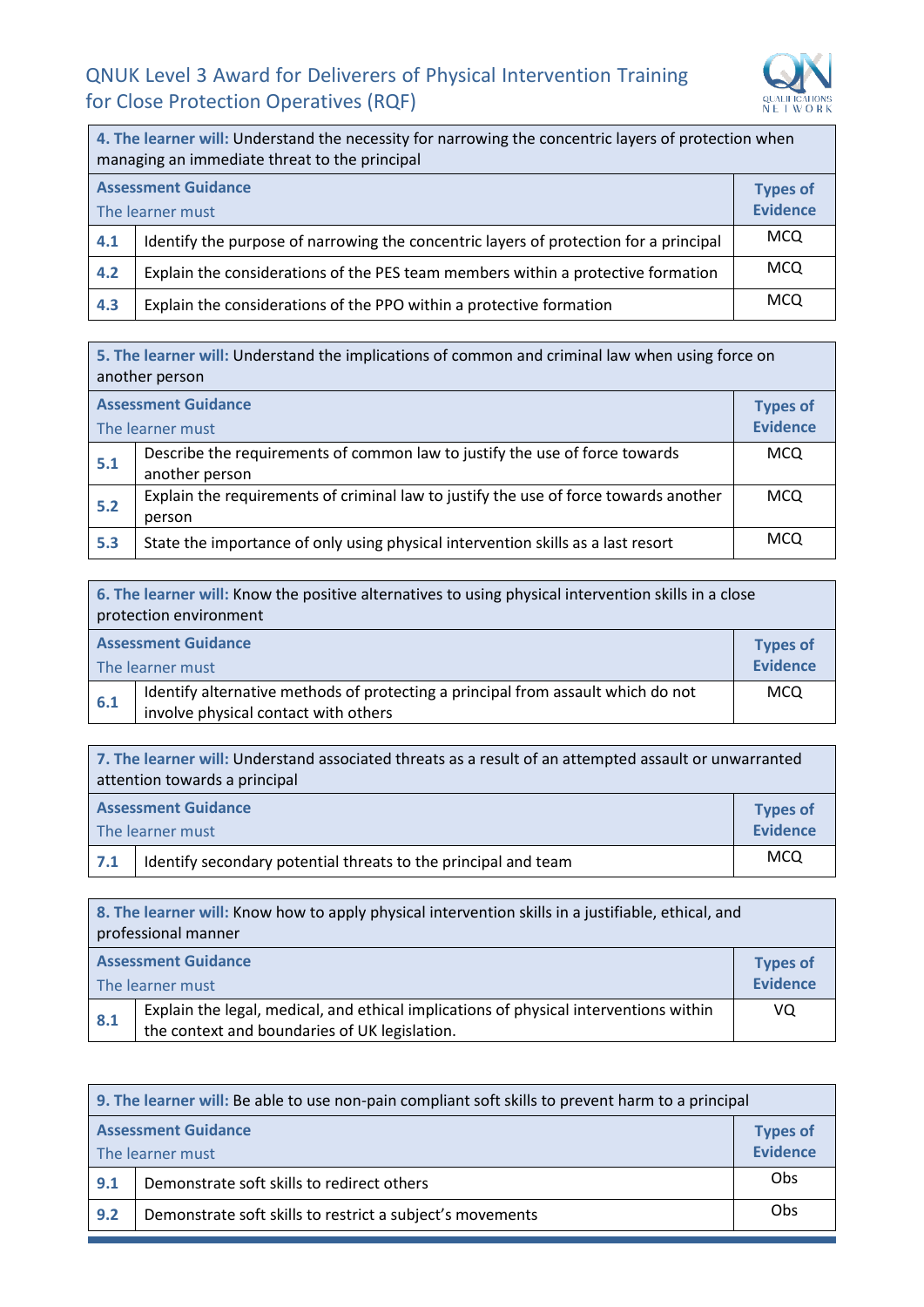| **4. The learner will:** Understand the necessity for narrowing the concentric layers of protection when managing an immediate threat to the principal | | |
|---|---|---|
| **Assessment Guidance** The learner must | | **Types of Evidence** |
| **4.1** | Identify the purpose of narrowing the concentric layers of protection for a principal | MCQ |
| **4.2** | Explain the considerations of the PES team members within a protective formation | MCQ |
| **4.3** | Explain the considerations of the PPO within a protective formation | MCQ |

| **5. The learner will:** Understand the implications of common and criminal law when using force on another person | | |
|---|---|---|
| **Assessment Guidance** The learner must | | **Types of Evidence** |
| **5.1** | Describe the requirements of common law to justify the use of force towards another person | MCQ |
| **5.2** | Explain the requirements of criminal law to justify the use of force towards another person | MCQ |
| **5.3** | State the importance of only using physical intervention skills as a last resort | MCQ |

| **6. The learner will:** Know the positive alternatives to using physical intervention skills in a close protection environment | | |
|---|---|---|
| **Assessment Guidance** The learner must | | **Types of Evidence** |
| **6.1** | Identify alternative methods of protecting a principal from assault which do not involve physical contact with others | MCQ |

| **7. The learner will:** Understand associated threats as a result of an attempted assault or unwarranted attention towards a principal | | |
|---|---|---|
| **Assessment Guidance** The learner must | | **Types of Evidence** |
| **7.1** | Identify secondary potential threats to the principal and team | MCQ |

| **8. The learner will:** Know how to apply physical intervention skills in a justifiable, ethical, and professional manner | | |
|---|---|---|
| **Assessment Guidance** The learner must | | **Types of Evidence** |
| **8.1** | Explain the legal, medical, and ethical implications of physical interventions within the context and boundaries of UK legislation. | VQ |

| **9. The learner will:** Be able to use non-pain compliant soft skills to prevent harm to a principal | | |
|---|---|---|
| **Assessment Guidance** The learner must | | **Types of Evidence** |
| **9.1** | Demonstrate soft skills to redirect others | Obs |
| **9.2** | Demonstrate soft skills to restrict a subject's movements | Obs |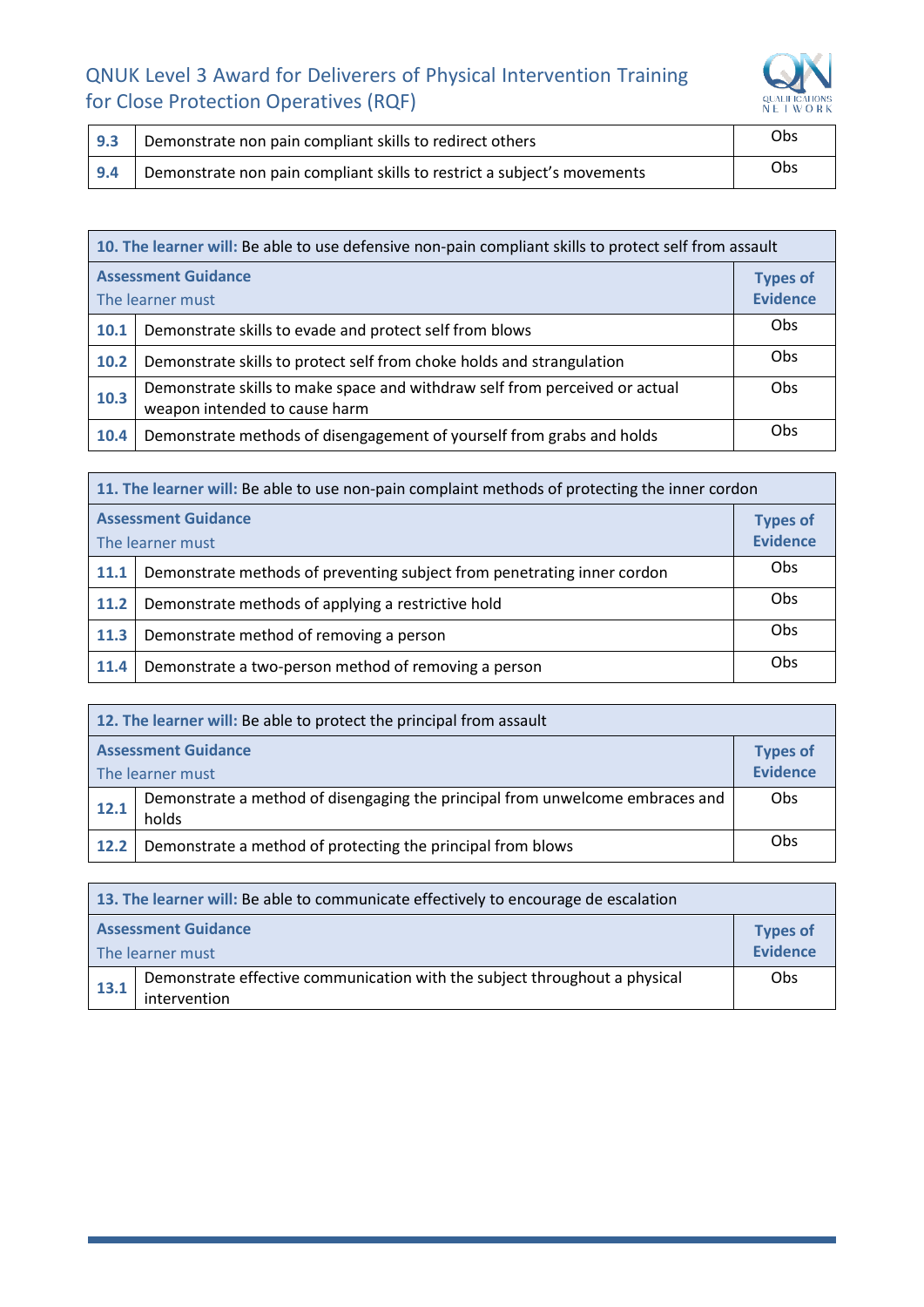| | | |
|---|---|---|
| **9.3** | Demonstrate non pain compliant skills to redirect others | Obs |
| **9.4** | Demonstrate non pain compliant skills to restrict a subject's movements | Obs |

| **10. The learner will:** Be able to use defensive non-pain compliant skills to protect self from assault | | |
|---|---|---|
| **Assessment Guidance** The learner must | | **Types of Evidence** |
| **10.1** | Demonstrate skills to evade and protect self from blows | Obs |
| **10.2** | Demonstrate skills to protect self from choke holds and strangulation | Obs |
| **10.3** | Demonstrate skills to make space and withdraw self from perceived or actual weapon intended to cause harm | Obs |
| **10.4** | Demonstrate methods of disengagement of yourself from grabs and holds | Obs |

| **11. The learner will:** Be able to use non-pain complaint methods of protecting the inner cordon | | |
|---|---|---|
| **Assessment Guidance** The learner must | | **Types of Evidence** |
| **11.1** | Demonstrate methods of preventing subject from penetrating inner cordon | Obs |
| **11.2** | Demonstrate methods of applying a restrictive hold | Obs |
| **11.3** | Demonstrate method of removing a person | Obs |
| **11.4** | Demonstrate a two-person method of removing a person | Obs |

| **12. The learner will:** Be able to protect the principal from assault | | |
|---|---|---|
| **Assessment Guidance** The learner must | | **Types of Evidence** |
| **12.1** | Demonstrate a method of disengaging the principal from unwelcome embraces and holds | Obs |
| **12.2** | Demonstrate a method of protecting the principal from blows | Obs |

| **13. The learner will:** Be able to communicate effectively to encourage de escalation | | |
|---|---|---|
| **Assessment Guidance** The learner must | | **Types of Evidence** |
| **13.1** | Demonstrate effective communication with the subject throughout a physical intervention | Obs |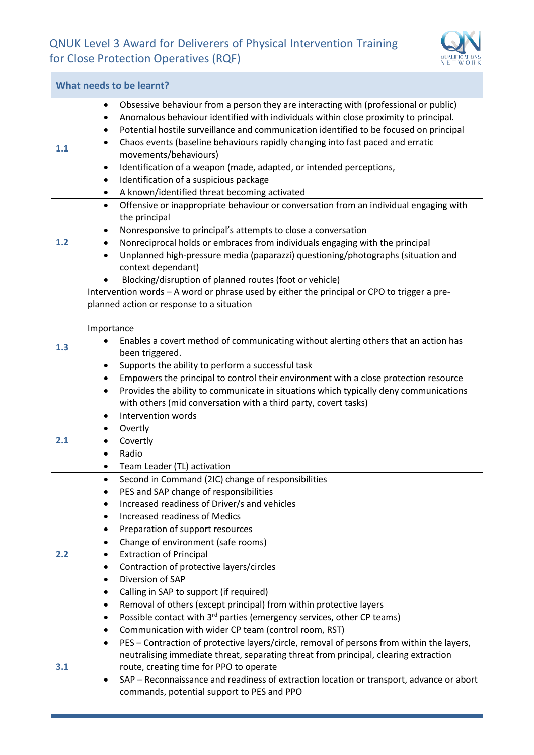| What needs to be learnt? | |
|---|---|
| 1.1 | • Obsessive behaviour from a person they are interacting with (professional or public)<br>• Anomalous behaviour identified with individuals within close proximity to principal.<br>• Potential hostile surveillance and communication identified to be focused on principal<br>• Chaos events (baseline behaviours rapidly changing into fast paced and erratic movements/behaviours)<br>• Identification of a weapon (made, adapted, or intended perceptions,<br>• Identification of a suspicious package<br>• A known/identified threat becoming activated |
| 1.2 | • Offensive or inappropriate behaviour or conversation from an individual engaging with the principal<br>• Nonresponsive to principal's attempts to close a conversation<br>• Nonreciprocal holds or embraces from individuals engaging with the principal<br>• Unplanned high-pressure media (paparazzi) questioning/photographs (situation and context dependant)<br>• Blocking/disruption of planned routes (foot or vehicle) |
| 1.3 | Intervention words – A word or phrase used by either the principal or CPO to trigger a pre-planned action or response to a situation<br><br>Importance<br>• Enables a covert method of communicating without alerting others that an action has been triggered.<br>• Supports the ability to perform a successful task<br>• Empowers the principal to control their environment with a close protection resource<br>• Provides the ability to communicate in situations which typically deny communications with others (mid conversation with a third party, covert tasks) |
| 2.1 | • Intervention words<br>• Overtly<br>• Covertly<br>• Radio<br>• Team Leader (TL) activation |
| 2.2 | • Second in Command (2IC) change of responsibilities<br>• PES and SAP change of responsibilities<br>• Increased readiness of Driver/s and vehicles<br>• Increased readiness of Medics<br>• Preparation of support resources<br>• Change of environment (safe rooms)<br>• Extraction of Principal<br>• Contraction of protective layers/circles<br>• Diversion of SAP<br>• Calling in SAP to support (if required)<br>• Removal of others (except principal) from within protective layers<br>• Possible contact with 3rd parties (emergency services, other CP teams)<br>• Communication with wider CP team (control room, RST) |
| 3.1 | • PES – Contraction of protective layers/circle, removal of persons from within the layers, neutralising immediate threat, separating threat from principal, clearing extraction route, creating time for PPO to operate<br>• SAP – Reconnaissance and readiness of extraction location or transport, advance or abort commands, potential support to PES and PPO |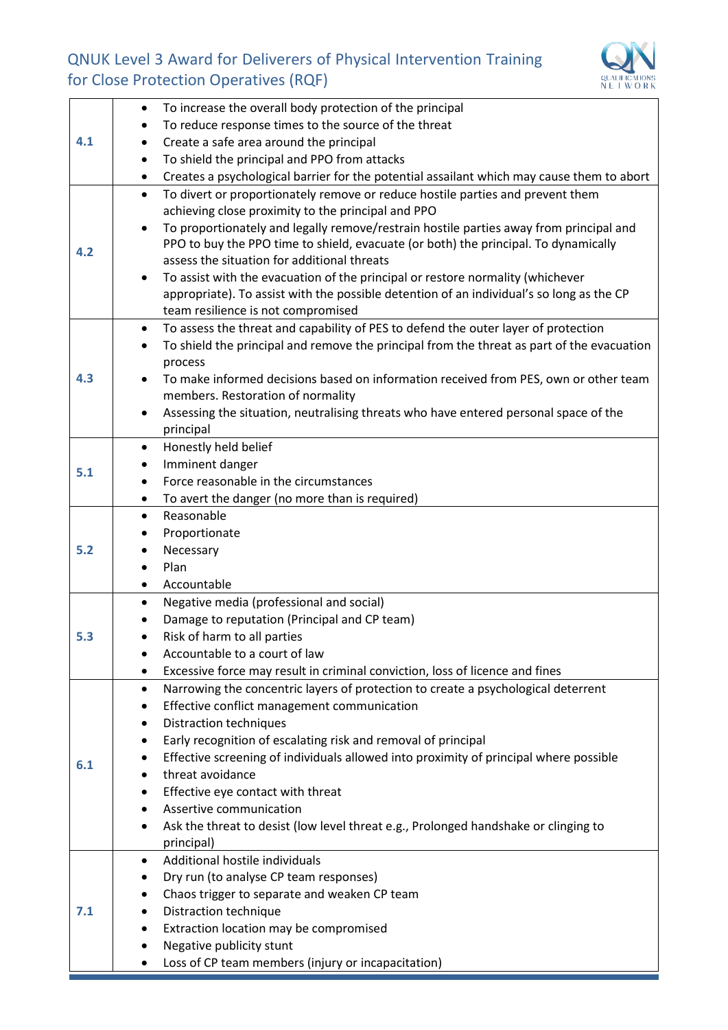| | |
|---|---|
| 4.1 | • To increase the overall body protection of the principal<br>• To reduce response times to the source of the threat<br>• Create a safe area around the principal<br>• To shield the principal and PPO from attacks<br>• Creates a psychological barrier for the potential assailant which may cause them to abort |
| 4.2 | • To divert or proportionately remove or reduce hostile parties and prevent them achieving close proximity to the principal and PPO<br>• To proportionately and legally remove/restrain hostile parties away from principal and PPO to buy the PPO time to shield, evacuate (or both) the principal. To dynamically assess the situation for additional threats<br>• To assist with the evacuation of the principal or restore normality (whichever appropriate). To assist with the possible detention of an individual's so long as the CP team resilience is not compromised |
| 4.3 | • To assess the threat and capability of PES to defend the outer layer of protection<br>• To shield the principal and remove the principal from the threat as part of the evacuation process<br>• To make informed decisions based on information received from PES, own or other team members. Restoration of normality<br>• Assessing the situation, neutralising threats who have entered personal space of the principal |
| 5.1 | • Honestly held belief<br>• Imminent danger<br>• Force reasonable in the circumstances<br>• To avert the danger (no more than is required) |
| 5.2 | • Reasonable<br>• Proportionate<br>• Necessary<br>• Plan<br>• Accountable |
| 5.3 | • Negative media (professional and social)<br>• Damage to reputation (Principal and CP team)<br>• Risk of harm to all parties<br>• Accountable to a court of law<br>• Excessive force may result in criminal conviction, loss of licence and fines |
| 6.1 | • Narrowing the concentric layers of protection to create a psychological deterrent<br>• Effective conflict management communication<br>• Distraction techniques<br>• Early recognition of escalating risk and removal of principal<br>• Effective screening of individuals allowed into proximity of principal where possible<br>• threat avoidance<br>• Effective eye contact with threat<br>• Assertive communication<br>• Ask the threat to desist (low level threat e.g., Prolonged handshake or clinging to principal) |
| 7.1 | • Additional hostile individuals<br>• Dry run (to analyse CP team responses)<br>• Chaos trigger to separate and weaken CP team<br>• Distraction technique<br>• Extraction location may be compromised<br>• Negative publicity stunt<br>• Loss of CP team members (injury or incapacitation) |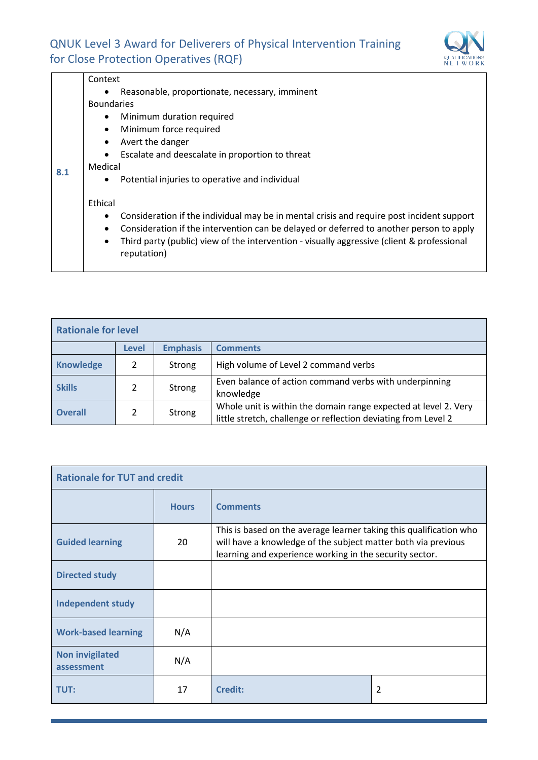| 8.1 | Context<br>• Reasonable, proportionate, necessary, imminent<br>Boundaries<br>• Minimum duration required<br>• Minimum force required<br>• Avert the danger<br>• Escalate and deescalate in proportion to threat<br>Medical<br>• Potential injuries to operative and individual<br><br>Ethical<br>• Consideration if the individual may be in mental crisis and require post incident support<br>• Consideration if the intervention can be delayed or deferred to another person to apply<br>• Third party (public) view of the intervention - visually aggressive (client & professional reputation) |
|---|---|

| Rationale for level | | | |
|---|---|---|---|
| | **Level** | **Emphasis** | **Comments** |
| **Knowledge** | 2 | Strong | High volume of Level 2 command verbs |
| **Skills** | 2 | Strong | Even balance of action command verbs with underpinning knowledge |
| **Overall** | 2 | Strong | Whole unit is within the domain range expected at level 2. Very little stretch, challenge or reflection deviating from Level 2 |

| Rationale for TUT and credit | | | |
|---|---|---|---|
| | **Hours** | **Comments** | |
| **Guided learning** | 20 | This is based on the average learner taking this qualification who will have a knowledge of the subject matter both via previous learning and experience working in the security sector. | |
| **Directed study** | | | |
| **Independent study** | | | |
| **Work-based learning** | N/A | | |
| **Non invigilated assessment** | N/A | | |
| **TUT:** | 17 | **Credit:** | 2 |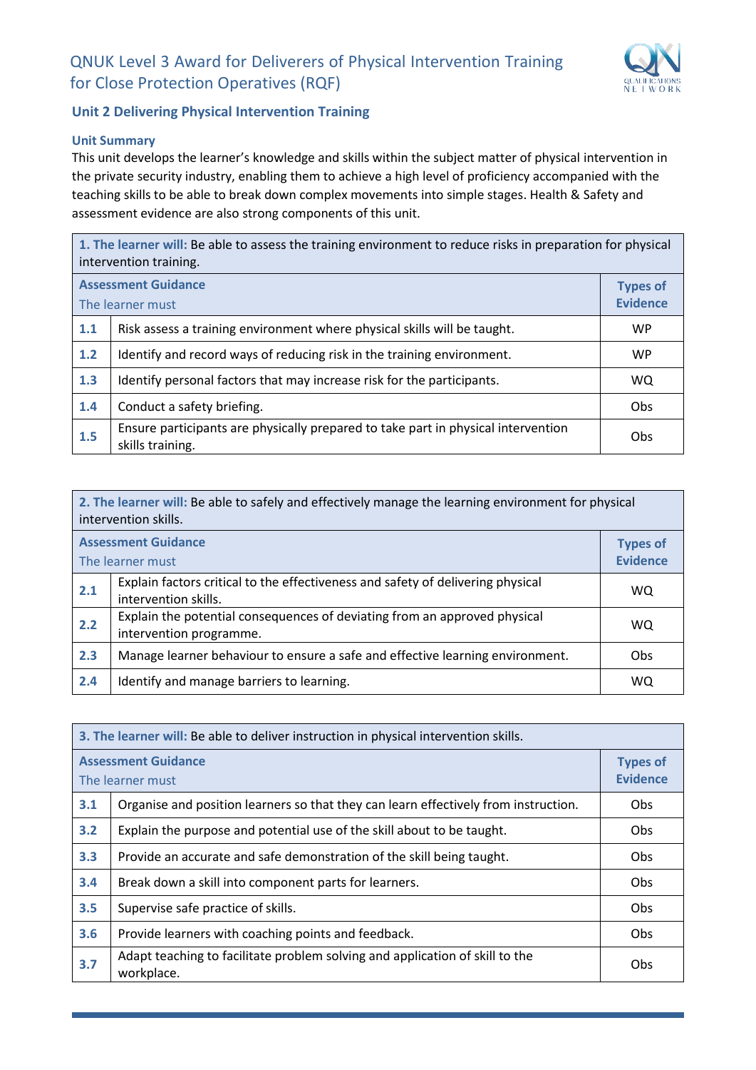# QNUK Level 3 Award for Deliverers of Physical Intervention Training for Close Protection Operatives (RQF)

## Unit 2 Delivering Physical Intervention Training

### Unit Summary

This unit develops the learner's knowledge and skills within the subject matter of physical intervention in the private security industry, enabling them to achieve a high level of proficiency accompanied with the teaching skills to be able to break down complex movements into simple stages. Health & Safety and assessment evidence are also strong components of this unit.

| **1. The learner will:** Be able to assess the training environment to reduce risks in preparation for physical intervention training. | | |
|---|---|---|
| **Assessment Guidance**<br>The learner must | | **Types of Evidence** |
| **1.1** | Risk assess a training environment where physical skills will be taught. | WP |
| **1.2** | Identify and record ways of reducing risk in the training environment. | WP |
| **1.3** | Identify personal factors that may increase risk for the participants. | WQ |
| **1.4** | Conduct a safety briefing. | Obs |
| **1.5** | Ensure participants are physically prepared to take part in physical intervention skills training. | Obs |

| **2. The learner will:** Be able to safely and effectively manage the learning environment for physical intervention skills. | | |
|---|---|---|
| **Assessment Guidance**<br>The learner must | | **Types of Evidence** |
| **2.1** | Explain factors critical to the effectiveness and safety of delivering physical intervention skills. | WQ |
| **2.2** | Explain the potential consequences of deviating from an approved physical intervention programme. | WQ |
| **2.3** | Manage learner behaviour to ensure a safe and effective learning environment. | Obs |
| **2.4** | Identify and manage barriers to learning. | WQ |

| **3. The learner will:** Be able to deliver instruction in physical intervention skills. | | |
|---|---|---|
| **Assessment Guidance**<br>The learner must | | **Types of Evidence** |
| **3.1** | Organise and position learners so that they can learn effectively from instruction. | Obs |
| **3.2** | Explain the purpose and potential use of the skill about to be taught. | Obs |
| **3.3** | Provide an accurate and safe demonstration of the skill being taught. | Obs |
| **3.4** | Break down a skill into component parts for learners. | Obs |
| **3.5** | Supervise safe practice of skills. | Obs |
| **3.6** | Provide learners with coaching points and feedback. | Obs |
| **3.7** | Adapt teaching to facilitate problem solving and application of skill to the workplace. | Obs |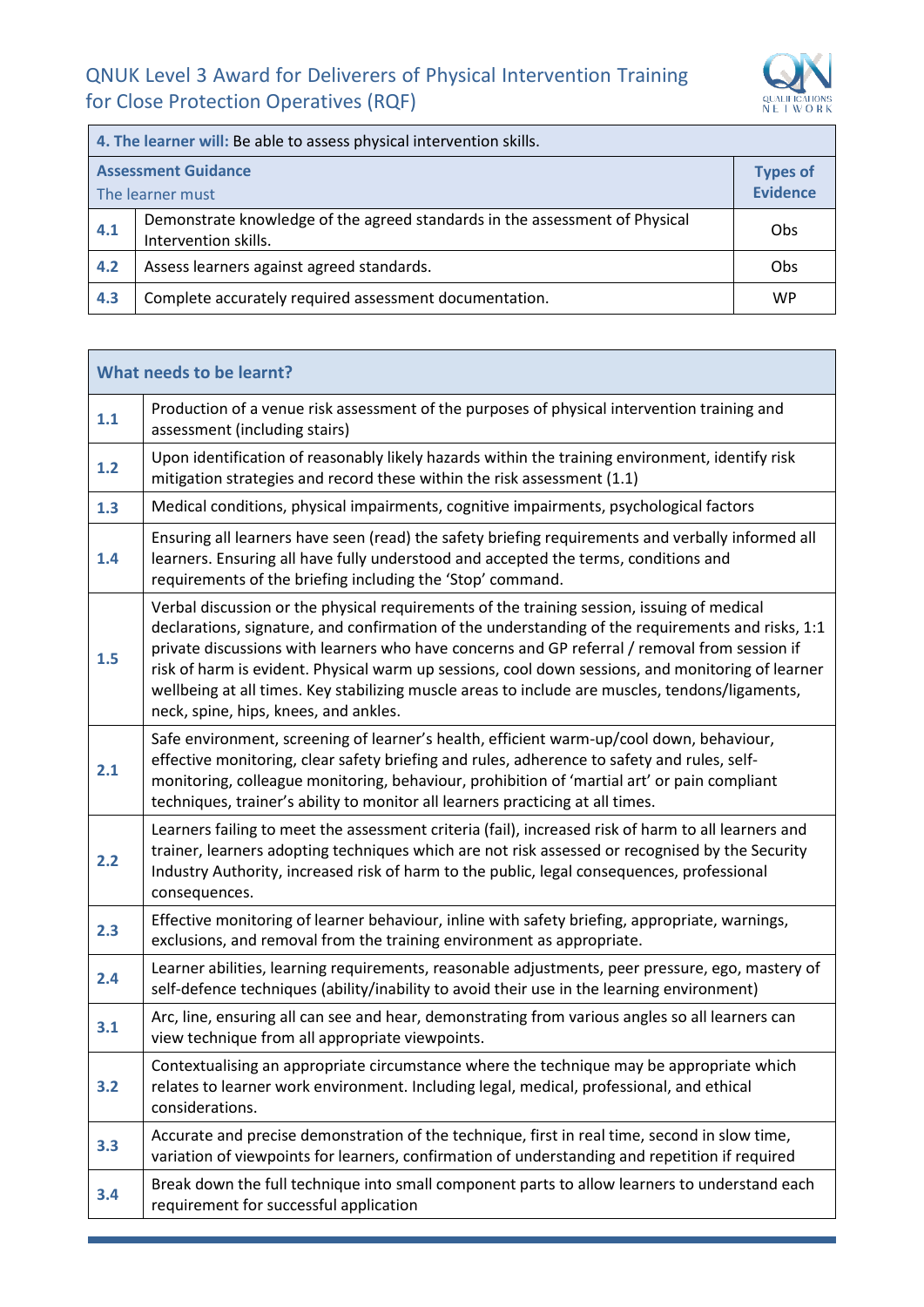| 4. The learner will: Be able to assess physical intervention skills. | | |
|---|---|---|
| **Assessment Guidance**<br>The learner must | | **Types of Evidence** |
| **4.1** | Demonstrate knowledge of the agreed standards in the assessment of Physical Intervention skills. | Obs |
| **4.2** | Assess learners against agreed standards. | Obs |
| **4.3** | Complete accurately required assessment documentation. | WP |

| What needs to be learnt? | |
|---|---|
| **1.1** | Production of a venue risk assessment of the purposes of physical intervention training and assessment (including stairs) |
| **1.2** | Upon identification of reasonably likely hazards within the training environment, identify risk mitigation strategies and record these within the risk assessment (1.1) |
| **1.3** | Medical conditions, physical impairments, cognitive impairments, psychological factors |
| **1.4** | Ensuring all learners have seen (read) the safety briefing requirements and verbally informed all learners. Ensuring all have fully understood and accepted the terms, conditions and requirements of the briefing including the 'Stop' command. |
| **1.5** | Verbal discussion or the physical requirements of the training session, issuing of medical declarations, signature, and confirmation of the understanding of the requirements and risks, 1:1 private discussions with learners who have concerns and GP referral / removal from session if risk of harm is evident. Physical warm up sessions, cool down sessions, and monitoring of learner wellbeing at all times. Key stabilizing muscle areas to include are muscles, tendons/ligaments, neck, spine, hips, knees, and ankles. |
| **2.1** | Safe environment, screening of learner's health, efficient warm-up/cool down, behaviour, effective monitoring, clear safety briefing and rules, adherence to safety and rules, self-monitoring, colleague monitoring, behaviour, prohibition of 'martial art' or pain compliant techniques, trainer's ability to monitor all learners practicing at all times. |
| **2.2** | Learners failing to meet the assessment criteria (fail), increased risk of harm to all learners and trainer, learners adopting techniques which are not risk assessed or recognised by the Security Industry Authority, increased risk of harm to the public, legal consequences, professional consequences. |
| **2.3** | Effective monitoring of learner behaviour, inline with safety briefing, appropriate, warnings, exclusions, and removal from the training environment as appropriate. |
| **2.4** | Learner abilities, learning requirements, reasonable adjustments, peer pressure, ego, mastery of self-defence techniques (ability/inability to avoid their use in the learning environment) |
| **3.1** | Arc, line, ensuring all can see and hear, demonstrating from various angles so all learners can view technique from all appropriate viewpoints. |
| **3.2** | Contextualising an appropriate circumstance where the technique may be appropriate which relates to learner work environment. Including legal, medical, professional, and ethical considerations. |
| **3.3** | Accurate and precise demonstration of the technique, first in real time, second in slow time, variation of viewpoints for learners, confirmation of understanding and repetition if required |
| **3.4** | Break down the full technique into small component parts to allow learners to understand each requirement for successful application |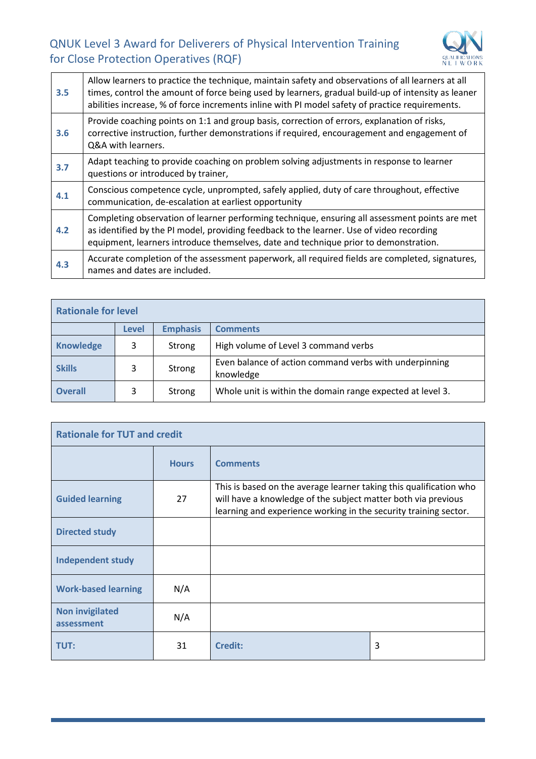| | |
|---|---|
| **3.5** | Allow learners to practice the technique, maintain safety and observations of all learners at all times, control the amount of force being used by learners, gradual build-up of intensity as leaner abilities increase, % of force increments inline with PI model safety of practice requirements. |
| **3.6** | Provide coaching points on 1:1 and group basis, correction of errors, explanation of risks, corrective instruction, further demonstrations if required, encouragement and engagement of Q&A with learners. |
| **3.7** | Adapt teaching to provide coaching on problem solving adjustments in response to learner questions or introduced by trainer, |
| **4.1** | Conscious competence cycle, unprompted, safely applied, duty of care throughout, effective communication, de-escalation at earliest opportunity |
| **4.2** | Completing observation of learner performing technique, ensuring all assessment points are met as identified by the PI model, providing feedback to the learner. Use of video recording equipment, learners introduce themselves, date and technique prior to demonstration. |
| **4.3** | Accurate completion of the assessment paperwork, all required fields are completed, signatures, names and dates are included. |

| **Rationale for level** | | | |
|---|---|---|---|
| | **Level** | **Emphasis** | **Comments** |
| **Knowledge** | 3 | Strong | High volume of Level 3 command verbs |
| **Skills** | 3 | Strong | Even balance of action command verbs with underpinning knowledge |
| **Overall** | 3 | Strong | Whole unit is within the domain range expected at level 3. |

| **Rationale for TUT and credit** | | | |
|---|---|---|---|
| | **Hours** | **Comments** | |
| **Guided learning** | 27 | This is based on the average learner taking this qualification who will have a knowledge of the subject matter both via previous learning and experience working in the security training sector. | |
| **Directed study** | | | |
| **Independent study** | | | |
| **Work-based learning** | N/A | | |
| **Non invigilated assessment** | N/A | | |
| **TUT:** | 31 | **Credit:** | 3 |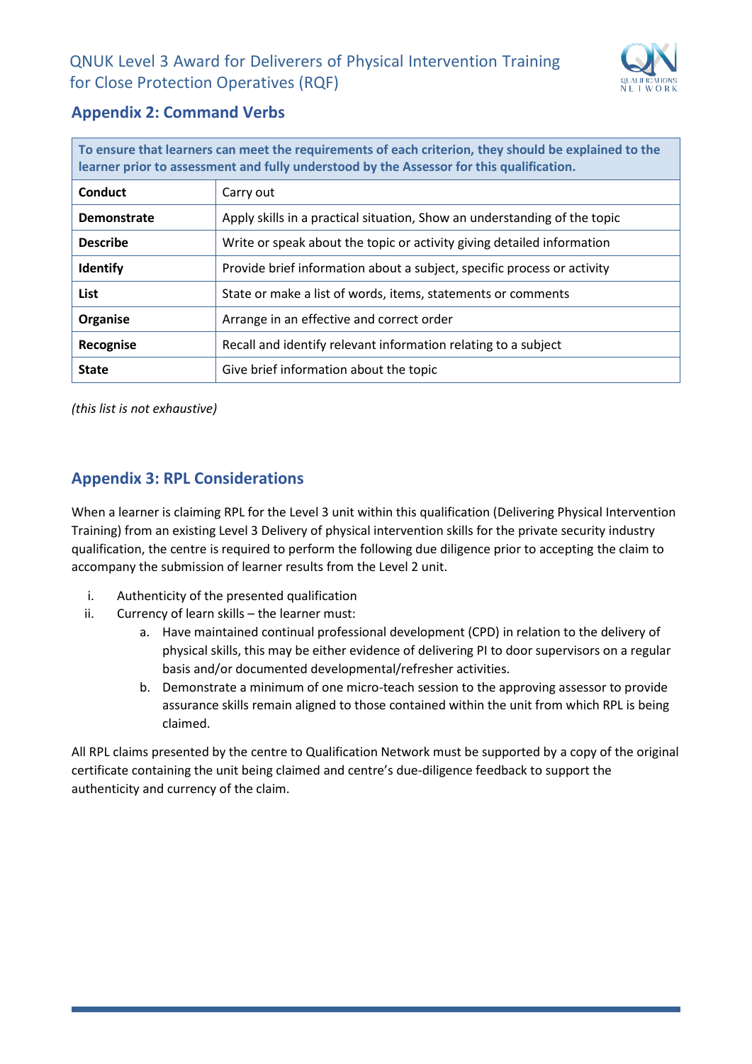## Appendix 2: Command Verbs

| To ensure that learners can meet the requirements of each criterion, they should be explained to the learner prior to assessment and fully understood by the Assessor for this qualification. | |
|---|---|
| **Conduct** | Carry out |
| **Demonstrate** | Apply skills in a practical situation, Show an understanding of the topic |
| **Describe** | Write or speak about the topic or activity giving detailed information |
| **Identify** | Provide brief information about a subject, specific process or activity |
| **List** | State or make a list of words, items, statements or comments |
| **Organise** | Arrange in an effective and correct order |
| **Recognise** | Recall and identify relevant information relating to a subject |
| **State** | Give brief information about the topic |

*(this list is not exhaustive)*

## Appendix 3: RPL Considerations

When a learner is claiming RPL for the Level 3 unit within this qualification (Delivering Physical Intervention Training) from an existing Level 3 Delivery of physical intervention skills for the private security industry qualification, the centre is required to perform the following due diligence prior to accepting the claim to accompany the submission of learner results from the Level 2 unit.

i. Authenticity of the presented qualification
ii. Currency of learn skills – the learner must:
   a. Have maintained continual professional development (CPD) in relation to the delivery of physical skills, this may be either evidence of delivering PI to door supervisors on a regular basis and/or documented developmental/refresher activities.
   b. Demonstrate a minimum of one micro-teach session to the approving assessor to provide assurance skills remain aligned to those contained within the unit from which RPL is being claimed.

All RPL claims presented by the centre to Qualification Network must be supported by a copy of the original certificate containing the unit being claimed and centre's due-diligence feedback to support the authenticity and currency of the claim.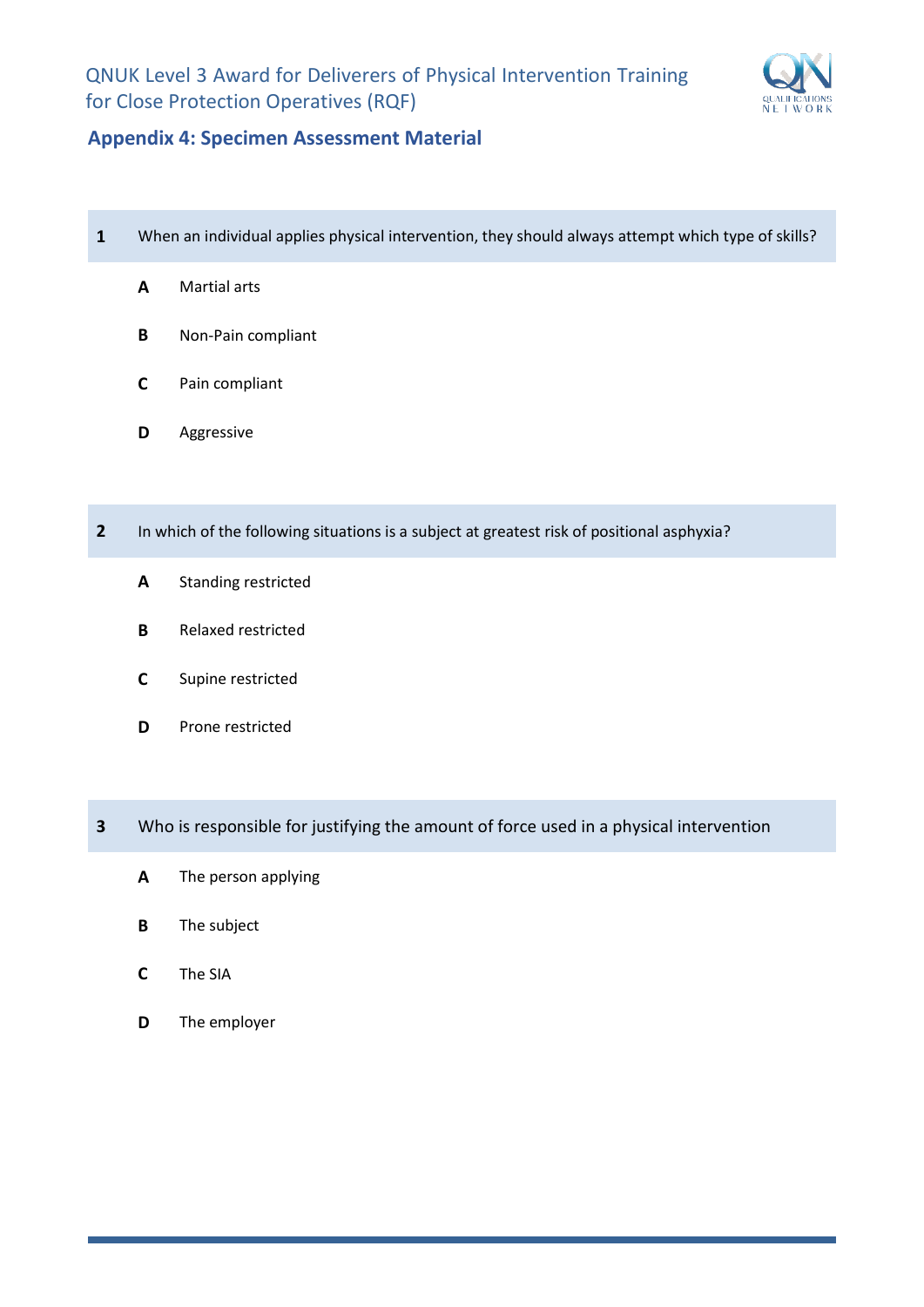## Appendix 4: Specimen Assessment Material

**1** When an individual applies physical intervention, they should always attempt which type of skills?

- **A** Martial arts
- **B** Non-Pain compliant
- **C** Pain compliant
- **D** Aggressive

**2** In which of the following situations is a subject at greatest risk of positional asphyxia?

- **A** Standing restricted
- **B** Relaxed restricted
- **C** Supine restricted
- **D** Prone restricted

**3** Who is responsible for justifying the amount of force used in a physical intervention

- **A** The person applying
- **B** The subject
- **C** The SIA
- **D** The employer